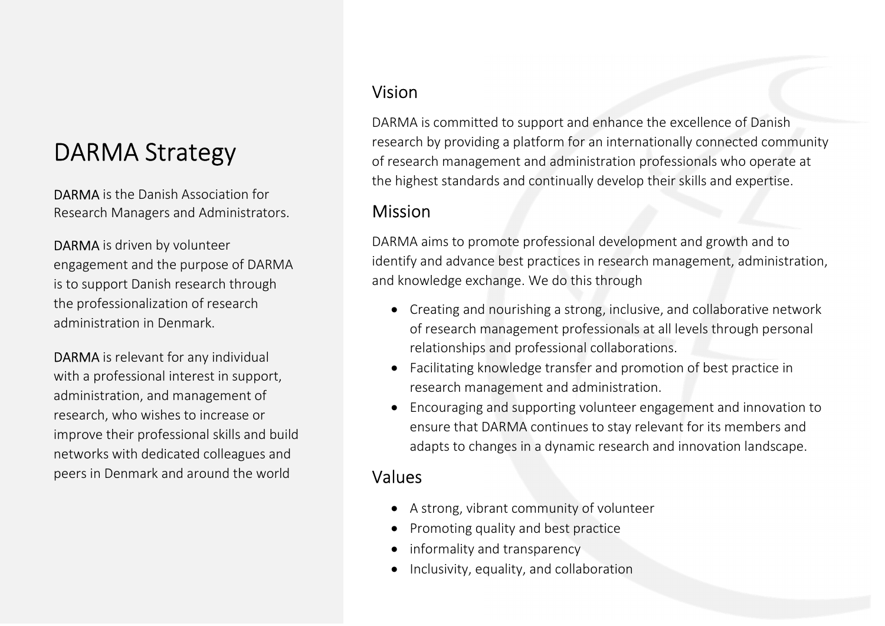# DARMA Strategy

DARMA is the Danish Association for Research Managers and Administrators.

DARMA is driven by volunteer engagement and the purpose of DARMA is to support Danish research through the professionalization of research administration in Denmark.

DARMA is relevant for any individual with a professional interest in support, administration, and management of research, who wishes to increase or improve their professional skills and build networks with dedicated colleagues and peers in Denmark and around the world

## Vision

DARMA is committed to support and enhance the excellence of Danish research by providing a platform for an internationally connected community of research management and administration professionals who operate at the highest standards and continually develop their skills and expertise.

## Mission

DARMA aims to promote professional development and growth and to identify and advance best practices in research management, administration, and knowledge exchange. We do this through

- Creating and nourishing a strong, inclusive, and collaborative network of research management professionals at all levels through personal relationships and professional collaborations.
- Facilitating knowledge transfer and promotion of best practice in research management and administration.
- Encouraging and supporting volunteer engagement and innovation to ensure that DARMA continues to stay relevant for its members and adapts to changes in a dynamic research and innovation landscape.

## Values

- A strong, vibrant community of volunteer
- Promoting quality and best practice
- informality and transparency
- Inclusivity, equality, and collaboration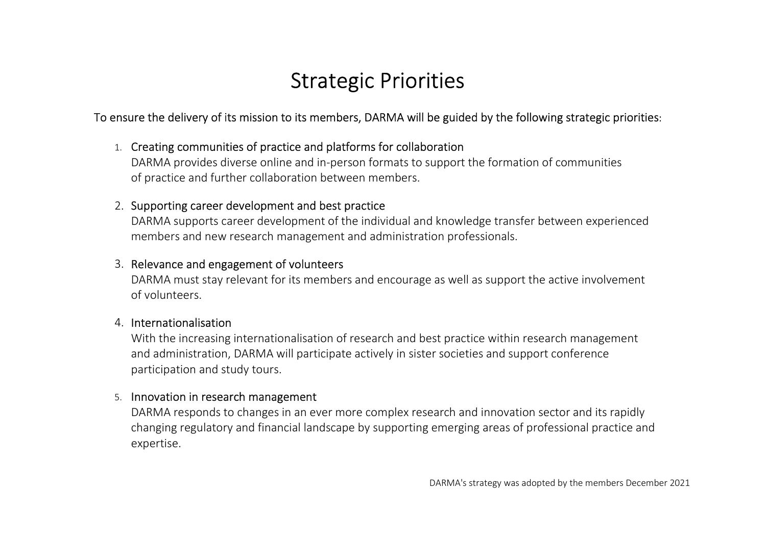# Strategic Priorities

To ensure the delivery of its mission to its members, DARMA will be guided by the following strategic priorities:

1. Creating communities of practice and platforms for collaboration
   DARMA provides diverse online and in-person formats to support the formation of communities of practice and further collaboration between members.

2. Supporting career development and best practice
   DARMA supports career development of the individual and knowledge transfer between experienced members and new research management and administration professionals.

3. Relevance and engagement of volunteers
   DARMA must stay relevant for its members and encourage as well as support the active involvement of volunteers.

4. Internationalisation
   With the increasing internationalisation of research and best practice within research management and administration, DARMA will participate actively in sister societies and support conference participation and study tours.

5. Innovation in research management
   DARMA responds to changes in an ever more complex research and innovation sector and its rapidly changing regulatory and financial landscape by supporting emerging areas of professional practice and expertise.

DARMA's strategy was adopted by the members December 2021